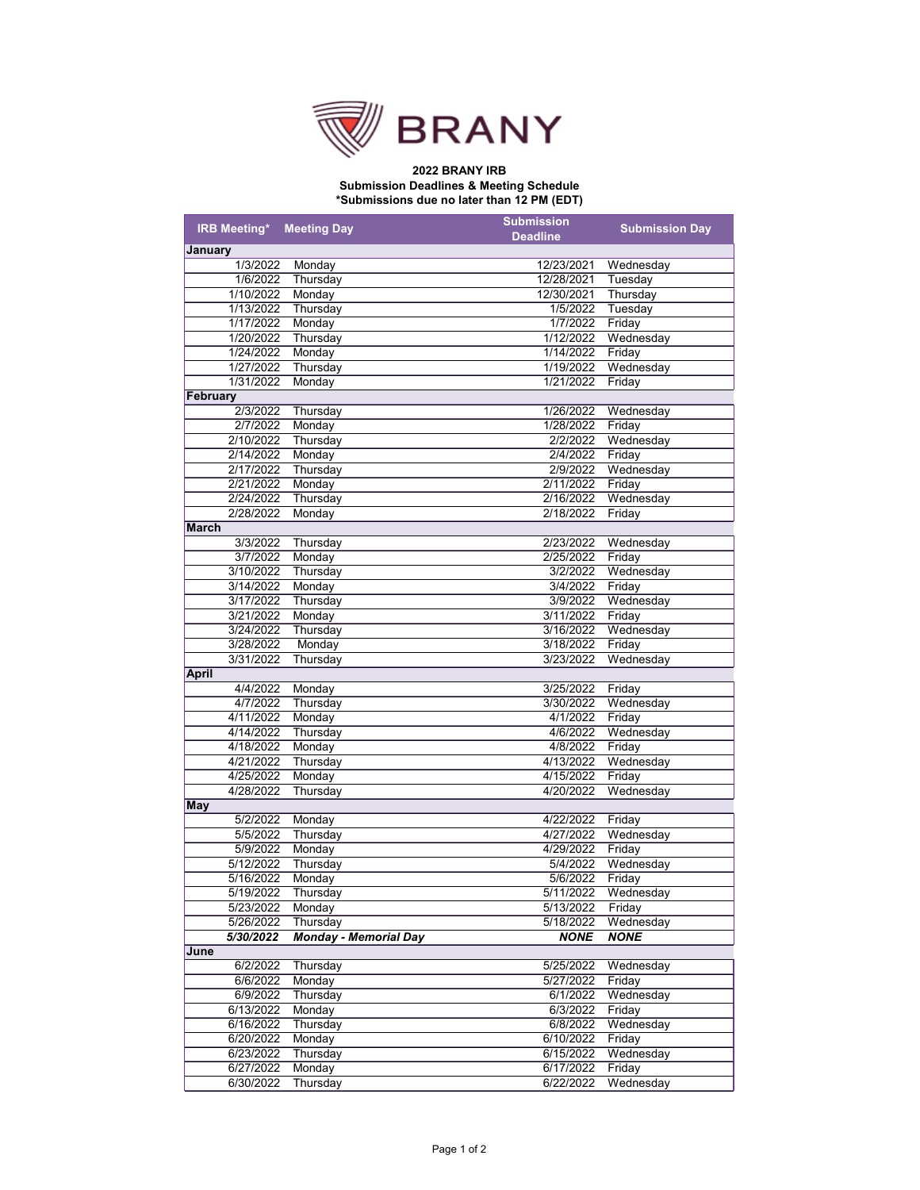**2022 BRANY IRB**
**Submission Deadlines & Meeting Schedule**
**\*Submissions due no later than 12 PM (EDT)**

| IRB Meeting* | Meeting Day | Submission Deadline | Submission Day |
|---|---|---|---|
| **January** | | | |
| 1/3/2022 | Monday | 12/23/2021 | Wednesday |
| 1/6/2022 | Thursday | 12/28/2021 | Tuesday |
| 1/10/2022 | Monday | 12/30/2021 | Thursday |
| 1/13/2022 | Thursday | 1/5/2022 | Tuesday |
| 1/17/2022 | Monday | 1/7/2022 | Friday |
| 1/20/2022 | Thursday | 1/12/2022 | Wednesday |
| 1/24/2022 | Monday | 1/14/2022 | Friday |
| 1/27/2022 | Thursday | 1/19/2022 | Wednesday |
| 1/31/2022 | Monday | 1/21/2022 | Friday |
| **February** | | | |
| 2/3/2022 | Thursday | 1/26/2022 | Wednesday |
| 2/7/2022 | Monday | 1/28/2022 | Friday |
| 2/10/2022 | Thursday | 2/2/2022 | Wednesday |
| 2/14/2022 | Monday | 2/4/2022 | Friday |
| 2/17/2022 | Thursday | 2/9/2022 | Wednesday |
| 2/21/2022 | Monday | 2/11/2022 | Friday |
| 2/24/2022 | Thursday | 2/16/2022 | Wednesday |
| 2/28/2022 | Monday | 2/18/2022 | Friday |
| **March** | | | |
| 3/3/2022 | Thursday | 2/23/2022 | Wednesday |
| 3/7/2022 | Monday | 2/25/2022 | Friday |
| 3/10/2022 | Thursday | 3/2/2022 | Wednesday |
| 3/14/2022 | Monday | 3/4/2022 | Friday |
| 3/17/2022 | Thursday | 3/9/2022 | Wednesday |
| 3/21/2022 | Monday | 3/11/2022 | Friday |
| 3/24/2022 | Thursday | 3/16/2022 | Wednesday |
| 3/28/2022 | Monday | 3/18/2022 | Friday |
| 3/31/2022 | Thursday | 3/23/2022 | Wednesday |
| **April** | | | |
| 4/4/2022 | Monday | 3/25/2022 | Friday |
| 4/7/2022 | Thursday | 3/30/2022 | Wednesday |
| 4/11/2022 | Monday | 4/1/2022 | Friday |
| 4/14/2022 | Thursday | 4/6/2022 | Wednesday |
| 4/18/2022 | Monday | 4/8/2022 | Friday |
| 4/21/2022 | Thursday | 4/13/2022 | Wednesday |
| 4/25/2022 | Monday | 4/15/2022 | Friday |
| 4/28/2022 | Thursday | 4/20/2022 | Wednesday |
| **May** | | | |
| 5/2/2022 | Monday | 4/22/2022 | Friday |
| 5/5/2022 | Thursday | 4/27/2022 | Wednesday |
| 5/9/2022 | Monday | 4/29/2022 | Friday |
| 5/12/2022 | Thursday | 5/4/2022 | Wednesday |
| 5/16/2022 | Monday | 5/6/2022 | Friday |
| 5/19/2022 | Thursday | 5/11/2022 | Wednesday |
| 5/23/2022 | Monday | 5/13/2022 | Friday |
| 5/26/2022 | Thursday | 5/18/2022 | Wednesday |
| ***5/30/2022*** | ***Monday - Memorial Day*** | ***NONE*** | ***NONE*** |
| **June** | | | |
| 6/2/2022 | Thursday | 5/25/2022 | Wednesday |
| 6/6/2022 | Monday | 5/27/2022 | Friday |
| 6/9/2022 | Thursday | 6/1/2022 | Wednesday |
| 6/13/2022 | Monday | 6/3/2022 | Friday |
| 6/16/2022 | Thursday | 6/8/2022 | Wednesday |
| 6/20/2022 | Monday | 6/10/2022 | Friday |
| 6/23/2022 | Thursday | 6/15/2022 | Wednesday |
| 6/27/2022 | Monday | 6/17/2022 | Friday |
| 6/30/2022 | Thursday | 6/22/2022 | Wednesday |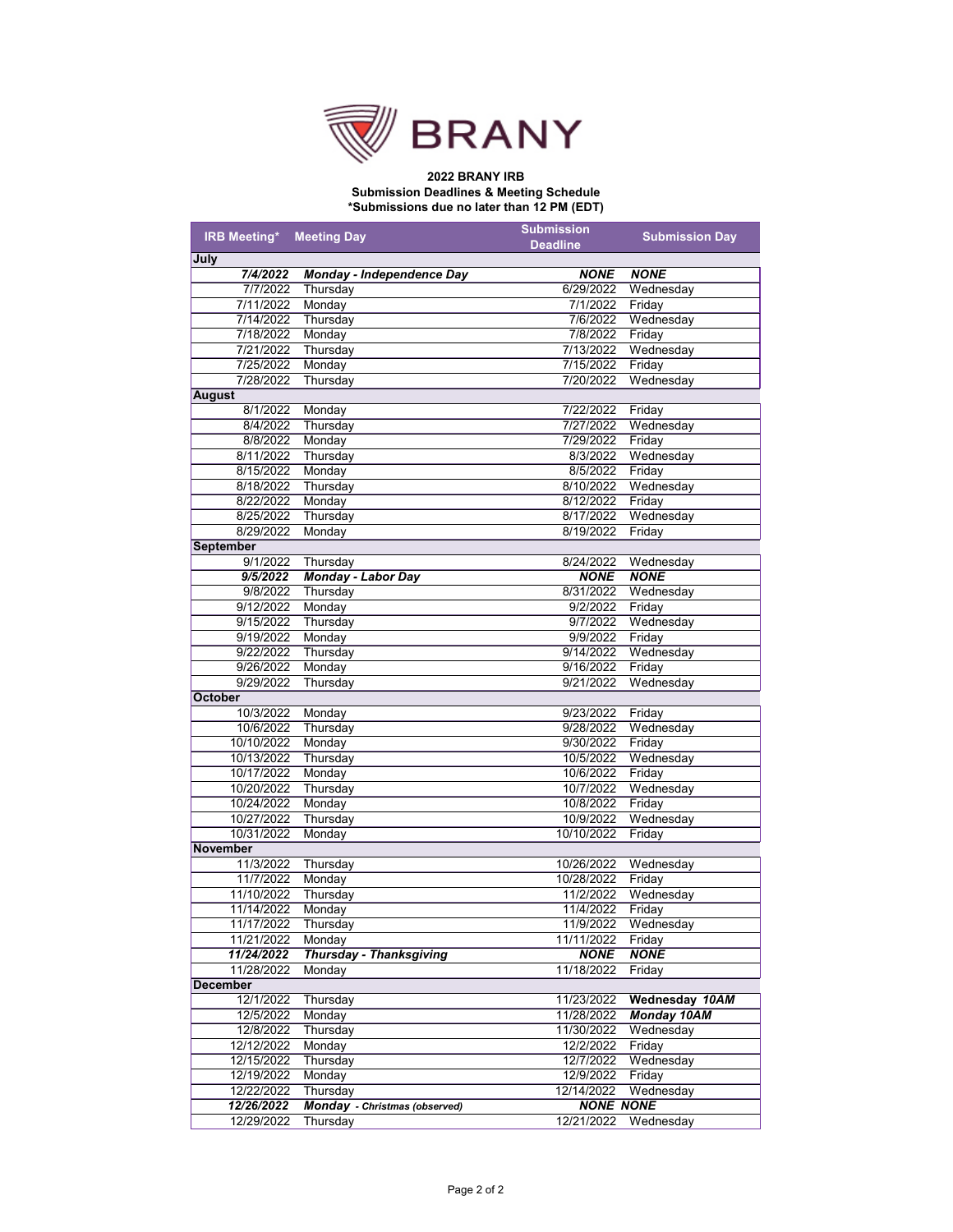**2022 BRANY IRB**
**Submission Deadlines & Meeting Schedule**
***Submissions due no later than 12 PM (EDT)**

| IRB Meeting* | Meeting Day | Submission Deadline | Submission Day |
|---|---|---|---|
| **July** | | | |
| ***7/4/2022*** | ***Monday - Independence Day*** | ***NONE*** | ***NONE*** |
| 7/7/2022 | Thursday | 6/29/2022 | Wednesday |
| 7/11/2022 | Monday | 7/1/2022 | Friday |
| 7/14/2022 | Thursday | 7/6/2022 | Wednesday |
| 7/18/2022 | Monday | 7/8/2022 | Friday |
| 7/21/2022 | Thursday | 7/13/2022 | Wednesday |
| 7/25/2022 | Monday | 7/15/2022 | Friday |
| 7/28/2022 | Thursday | 7/20/2022 | Wednesday |
| **August** | | | |
| 8/1/2022 | Monday | 7/22/2022 | Friday |
| 8/4/2022 | Thursday | 7/27/2022 | Wednesday |
| 8/8/2022 | Monday | 7/29/2022 | Friday |
| 8/11/2022 | Thursday | 8/3/2022 | Wednesday |
| 8/15/2022 | Monday | 8/5/2022 | Friday |
| 8/18/2022 | Thursday | 8/10/2022 | Wednesday |
| 8/22/2022 | Monday | 8/12/2022 | Friday |
| 8/25/2022 | Thursday | 8/17/2022 | Wednesday |
| 8/29/2022 | Monday | 8/19/2022 | Friday |
| **September** | | | |
| 9/1/2022 | Thursday | 8/24/2022 | Wednesday |
| ***9/5/2022*** | ***Monday - Labor Day*** | ***NONE*** | ***NONE*** |
| 9/8/2022 | Thursday | 8/31/2022 | Wednesday |
| 9/12/2022 | Monday | 9/2/2022 | Friday |
| 9/15/2022 | Thursday | 9/7/2022 | Wednesday |
| 9/19/2022 | Monday | 9/9/2022 | Friday |
| 9/22/2022 | Thursday | 9/14/2022 | Wednesday |
| 9/26/2022 | Monday | 9/16/2022 | Friday |
| 9/29/2022 | Thursday | 9/21/2022 | Wednesday |
| **October** | | | |
| 10/3/2022 | Monday | 9/23/2022 | Friday |
| 10/6/2022 | Thursday | 9/28/2022 | Wednesday |
| 10/10/2022 | Monday | 9/30/2022 | Friday |
| 10/13/2022 | Thursday | 10/5/2022 | Wednesday |
| 10/17/2022 | Monday | 10/6/2022 | Friday |
| 10/20/2022 | Thursday | 10/7/2022 | Wednesday |
| 10/24/2022 | Monday | 10/8/2022 | Friday |
| 10/27/2022 | Thursday | 10/9/2022 | Wednesday |
| 10/31/2022 | Monday | 10/10/2022 | Friday |
| **November** | | | |
| 11/3/2022 | Thursday | 10/26/2022 | Wednesday |
| 11/7/2022 | Monday | 10/28/2022 | Friday |
| 11/10/2022 | Thursday | 11/2/2022 | Wednesday |
| 11/14/2022 | Monday | 11/4/2022 | Friday |
| 11/17/2022 | Thursday | 11/9/2022 | Wednesday |
| 11/21/2022 | Monday | 11/11/2022 | Friday |
| ***11/24/2022*** | ***Thursday - Thanksgiving*** | ***NONE*** | ***NONE*** |
| 11/28/2022 | Monday | 11/18/2022 | Friday |
| **December** | | | |
| 12/1/2022 | Thursday | 11/23/2022 | **Wednesday *10AM*** |
| 12/5/2022 | Monday | 11/28/2022 | ***Monday 10AM*** |
| 12/8/2022 | Thursday | 11/30/2022 | Wednesday |
| 12/12/2022 | Monday | 12/2/2022 | Friday |
| 12/15/2022 | Thursday | 12/7/2022 | Wednesday |
| 12/19/2022 | Monday | 12/9/2022 | Friday |
| 12/22/2022 | Thursday | 12/14/2022 | Wednesday |
| ***12/26/2022*** | ***Monday - Christmas (observed)*** | ***NONE*** | ***NONE*** |
| 12/29/2022 | Thursday | 12/21/2022 | Wednesday |